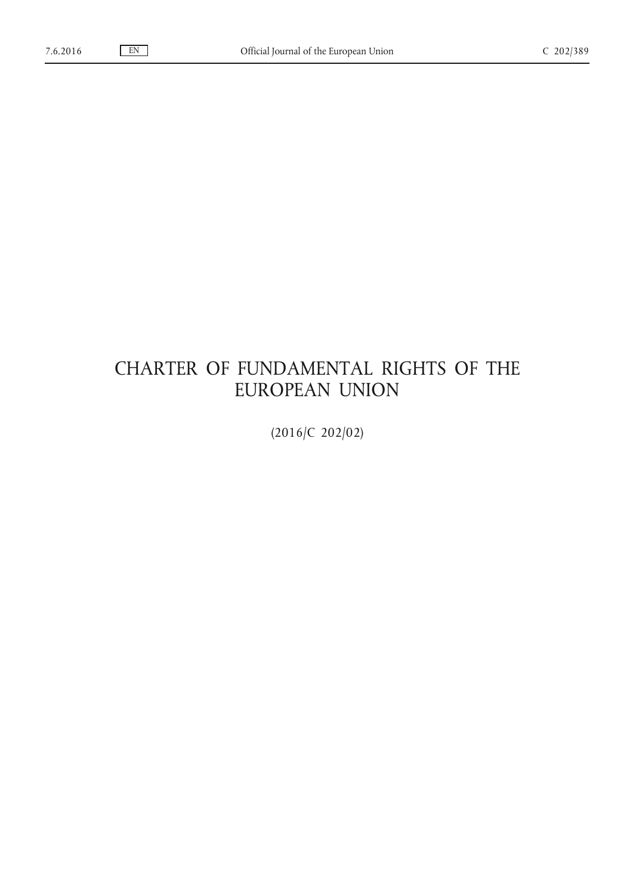# CHARTER OF FUNDAMENTAL RIGHTS OF THE EUROPEAN UNION

(2016/C 202/02)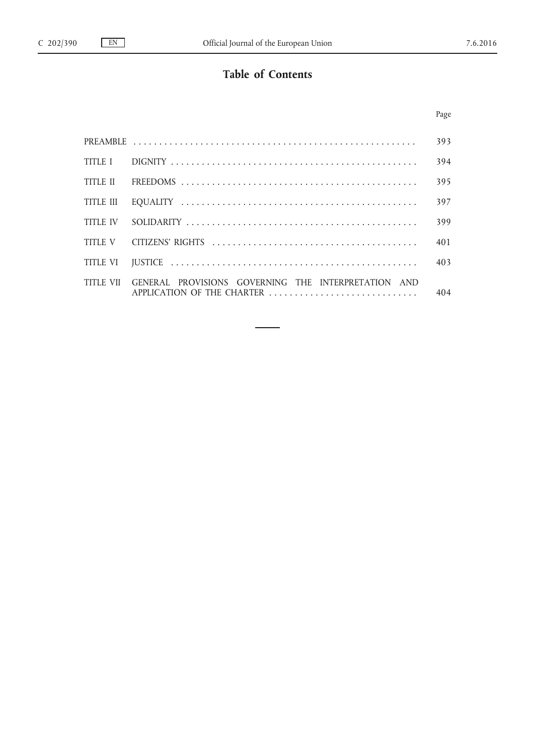# Table of Contents

| | | Page |
|---|---|---|
| PREAMBLE | | 393 |
| TITLE I | DIGNITY | 394 |
| TITLE II | FREEDOMS | 395 |
| TITLE III | EQUALITY | 397 |
| TITLE IV | SOLIDARITY | 399 |
| TITLE V | CITIZENS' RIGHTS | 401 |
| TITLE VI | JUSTICE | 403 |
| TITLE VII | GENERAL PROVISIONS GOVERNING THE INTERPRETATION AND APPLICATION OF THE CHARTER | 404 |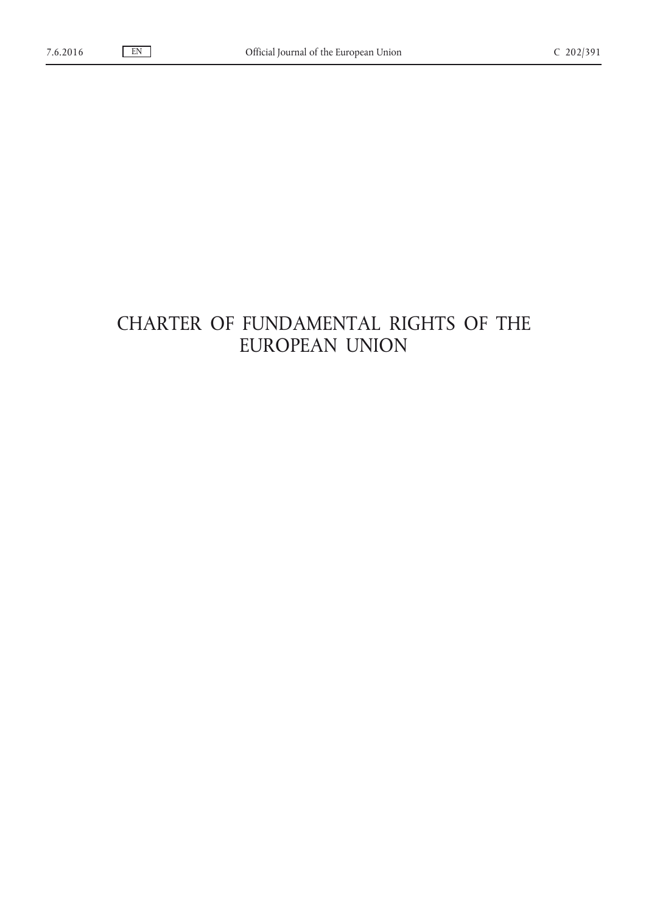# CHARTER OF FUNDAMENTAL RIGHTS OF THE EUROPEAN UNION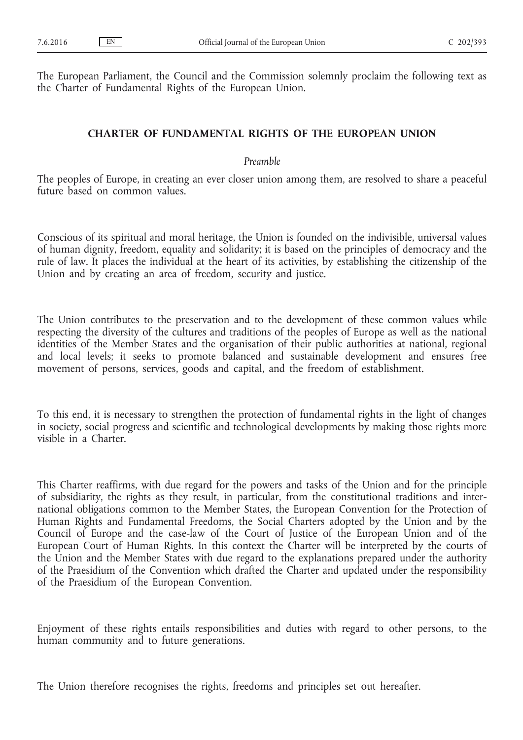The European Parliament, the Council and the Commission solemnly proclaim the following text as the Charter of Fundamental Rights of the European Union.

## CHARTER OF FUNDAMENTAL RIGHTS OF THE EUROPEAN UNION

*Preamble*

The peoples of Europe, in creating an ever closer union among them, are resolved to share a peaceful future based on common values.

Conscious of its spiritual and moral heritage, the Union is founded on the indivisible, universal values of human dignity, freedom, equality and solidarity; it is based on the principles of democracy and the rule of law. It places the individual at the heart of its activities, by establishing the citizenship of the Union and by creating an area of freedom, security and justice.

The Union contributes to the preservation and to the development of these common values while respecting the diversity of the cultures and traditions of the peoples of Europe as well as the national identities of the Member States and the organisation of their public authorities at national, regional and local levels; it seeks to promote balanced and sustainable development and ensures free movement of persons, services, goods and capital, and the freedom of establishment.

To this end, it is necessary to strengthen the protection of fundamental rights in the light of changes in society, social progress and scientific and technological developments by making those rights more visible in a Charter.

This Charter reaffirms, with due regard for the powers and tasks of the Union and for the principle of subsidiarity, the rights as they result, in particular, from the constitutional traditions and international obligations common to the Member States, the European Convention for the Protection of Human Rights and Fundamental Freedoms, the Social Charters adopted by the Union and by the Council of Europe and the case-law of the Court of Justice of the European Union and of the European Court of Human Rights. In this context the Charter will be interpreted by the courts of the Union and the Member States with due regard to the explanations prepared under the authority of the Praesidium of the Convention which drafted the Charter and updated under the responsibility of the Praesidium of the European Convention.

Enjoyment of these rights entails responsibilities and duties with regard to other persons, to the human community and to future generations.

The Union therefore recognises the rights, freedoms and principles set out hereafter.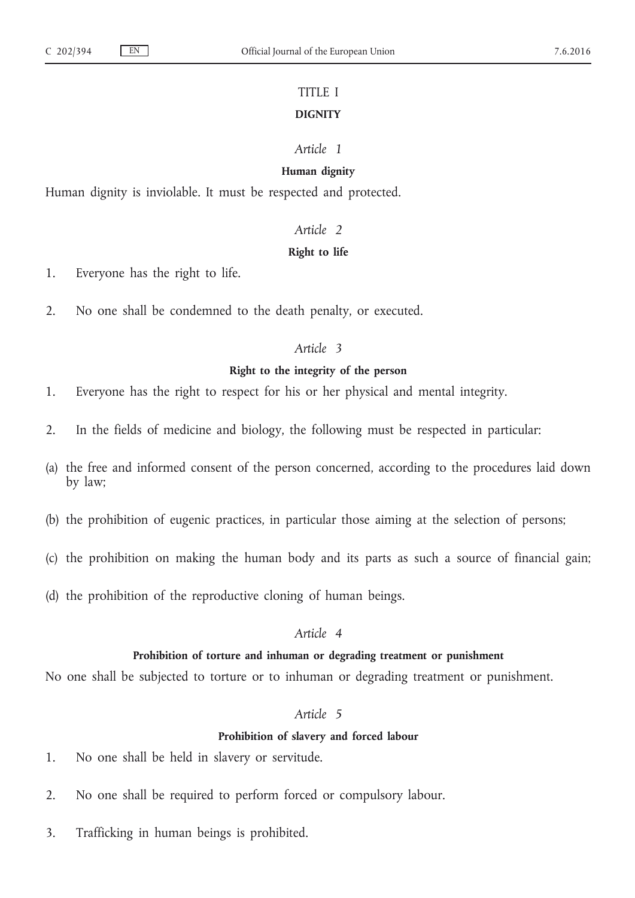# TITLE I

## DIGNITY

### *Article 1*

**Human dignity**

Human dignity is inviolable. It must be respected and protected.

### *Article 2*

**Right to life**

1. Everyone has the right to life.

2. No one shall be condemned to the death penalty, or executed.

### *Article 3*

**Right to the integrity of the person**

1. Everyone has the right to respect for his or her physical and mental integrity.

2. In the fields of medicine and biology, the following must be respected in particular:

(a) the free and informed consent of the person concerned, according to the procedures laid down by law;

(b) the prohibition of eugenic practices, in particular those aiming at the selection of persons;

(c) the prohibition on making the human body and its parts as such a source of financial gain;

(d) the prohibition of the reproductive cloning of human beings.

### *Article 4*

**Prohibition of torture and inhuman or degrading treatment or punishment**

No one shall be subjected to torture or to inhuman or degrading treatment or punishment.

### *Article 5*

**Prohibition of slavery and forced labour**

1. No one shall be held in slavery or servitude.

2. No one shall be required to perform forced or compulsory labour.

3. Trafficking in human beings is prohibited.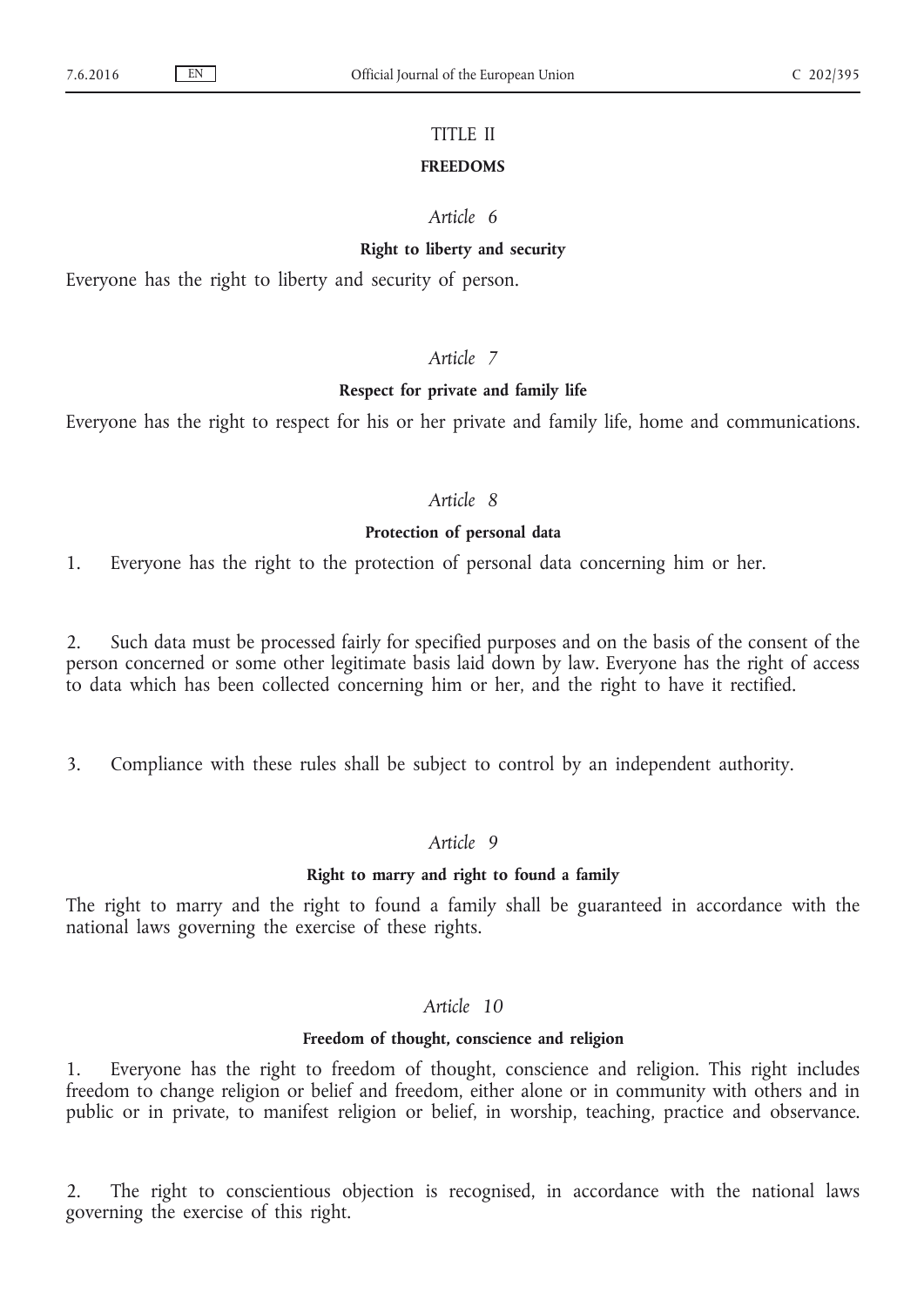# TITLE II

## FREEDOMS

### *Article 6*

#### Right to liberty and security

Everyone has the right to liberty and security of person.

### *Article 7*

#### Respect for private and family life

Everyone has the right to respect for his or her private and family life, home and communications.

### *Article 8*

#### Protection of personal data

1. Everyone has the right to the protection of personal data concerning him or her.

2. Such data must be processed fairly for specified purposes and on the basis of the consent of the person concerned or some other legitimate basis laid down by law. Everyone has the right of access to data which has been collected concerning him or her, and the right to have it rectified.

3. Compliance with these rules shall be subject to control by an independent authority.

### *Article 9*

#### Right to marry and right to found a family

The right to marry and the right to found a family shall be guaranteed in accordance with the national laws governing the exercise of these rights.

### *Article 10*

#### Freedom of thought, conscience and religion

1. Everyone has the right to freedom of thought, conscience and religion. This right includes freedom to change religion or belief and freedom, either alone or in community with others and in public or in private, to manifest religion or belief, in worship, teaching, practice and observance.

2. The right to conscientious objection is recognised, in accordance with the national laws governing the exercise of this right.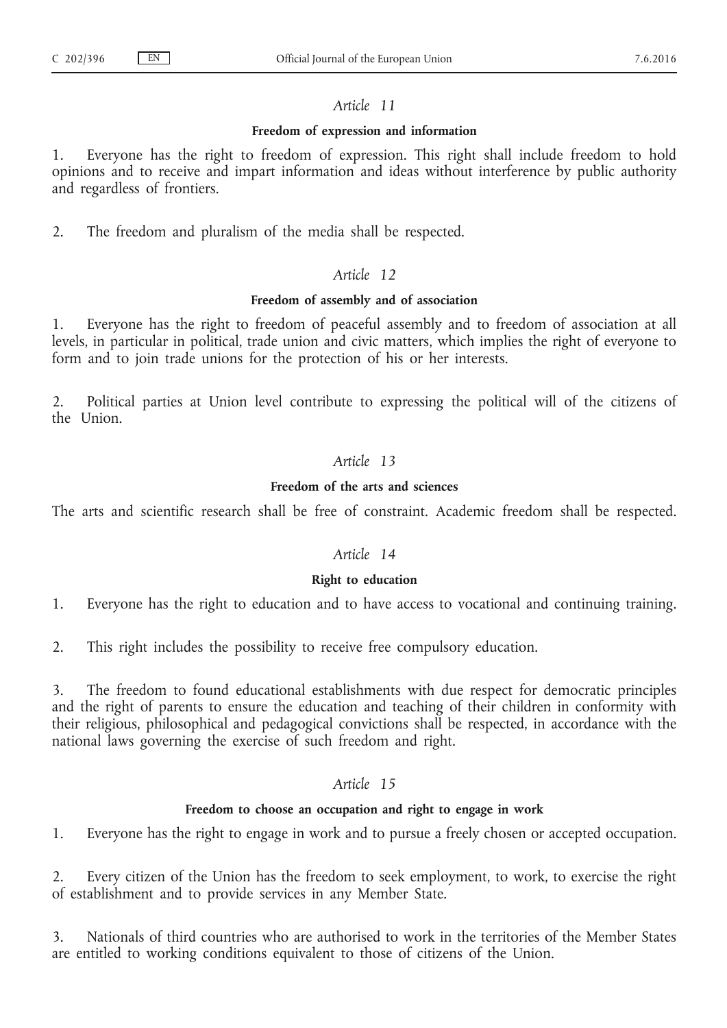### *Article 11*

#### **Freedom of expression and information**

1. Everyone has the right to freedom of expression. This right shall include freedom to hold opinions and to receive and impart information and ideas without interference by public authority and regardless of frontiers.

2. The freedom and pluralism of the media shall be respected.

### *Article 12*

#### **Freedom of assembly and of association**

1. Everyone has the right to freedom of peaceful assembly and to freedom of association at all levels, in particular in political, trade union and civic matters, which implies the right of everyone to form and to join trade unions for the protection of his or her interests.

2. Political parties at Union level contribute to expressing the political will of the citizens of the Union.

### *Article 13*

#### **Freedom of the arts and sciences**

The arts and scientific research shall be free of constraint. Academic freedom shall be respected.

### *Article 14*

#### **Right to education**

1. Everyone has the right to education and to have access to vocational and continuing training.

2. This right includes the possibility to receive free compulsory education.

3. The freedom to found educational establishments with due respect for democratic principles and the right of parents to ensure the education and teaching of their children in conformity with their religious, philosophical and pedagogical convictions shall be respected, in accordance with the national laws governing the exercise of such freedom and right.

### *Article 15*

#### **Freedom to choose an occupation and right to engage in work**

1. Everyone has the right to engage in work and to pursue a freely chosen or accepted occupation.

2. Every citizen of the Union has the freedom to seek employment, to work, to exercise the right of establishment and to provide services in any Member State.

3. Nationals of third countries who are authorised to work in the territories of the Member States are entitled to working conditions equivalent to those of citizens of the Union.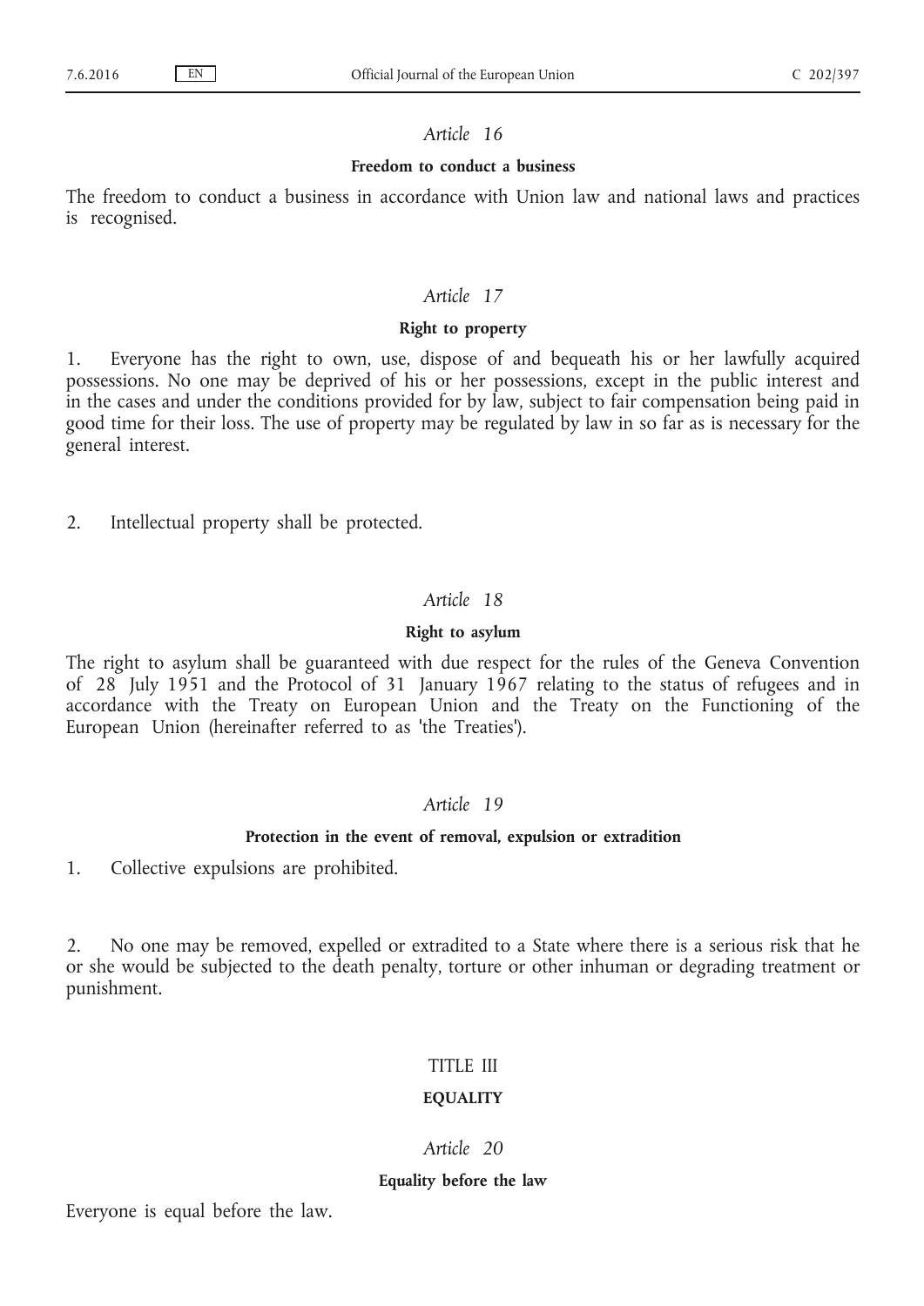*Article 16*

**Freedom to conduct a business**

The freedom to conduct a business in accordance with Union law and national laws and practices is recognised.

*Article 17*

**Right to property**

1. Everyone has the right to own, use, dispose of and bequeath his or her lawfully acquired possessions. No one may be deprived of his or her possessions, except in the public interest and in the cases and under the conditions provided for by law, subject to fair compensation being paid in good time for their loss. The use of property may be regulated by law in so far as is necessary for the general interest.

2. Intellectual property shall be protected.

*Article 18*

**Right to asylum**

The right to asylum shall be guaranteed with due respect for the rules of the Geneva Convention of 28 July 1951 and the Protocol of 31 January 1967 relating to the status of refugees and in accordance with the Treaty on European Union and the Treaty on the Functioning of the European Union (hereinafter referred to as 'the Treaties').

*Article 19*

**Protection in the event of removal, expulsion or extradition**

1. Collective expulsions are prohibited.

2. No one may be removed, expelled or extradited to a State where there is a serious risk that he or she would be subjected to the death penalty, torture or other inhuman or degrading treatment or punishment.

TITLE III

**EQUALITY**

*Article 20*

**Equality before the law**

Everyone is equal before the law.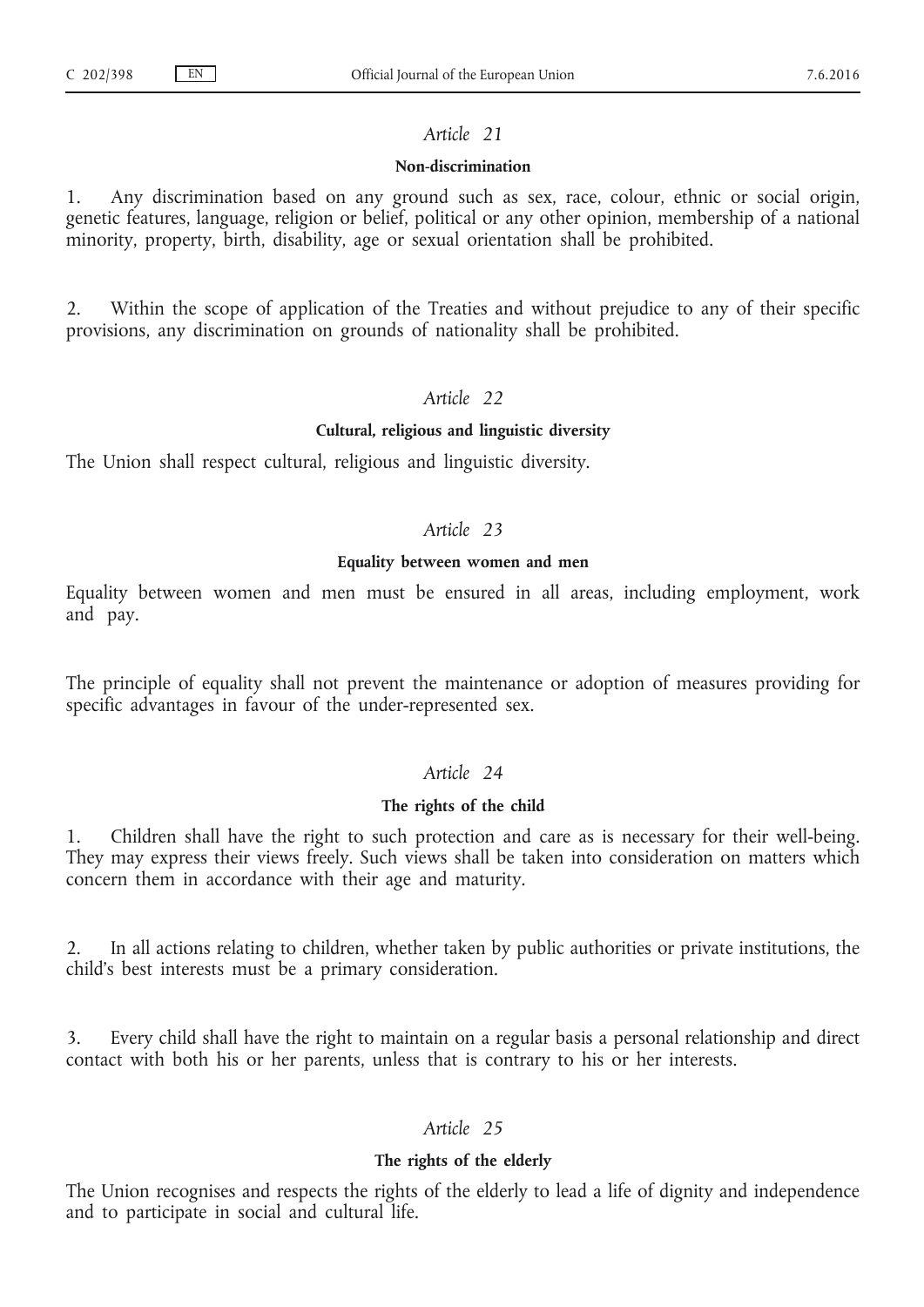*Article 21*

**Non-discrimination**

1. Any discrimination based on any ground such as sex, race, colour, ethnic or social origin, genetic features, language, religion or belief, political or any other opinion, membership of a national minority, property, birth, disability, age or sexual orientation shall be prohibited.

2. Within the scope of application of the Treaties and without prejudice to any of their specific provisions, any discrimination on grounds of nationality shall be prohibited.

*Article 22*

**Cultural, religious and linguistic diversity**

The Union shall respect cultural, religious and linguistic diversity.

*Article 23*

**Equality between women and men**

Equality between women and men must be ensured in all areas, including employment, work and pay.

The principle of equality shall not prevent the maintenance or adoption of measures providing for specific advantages in favour of the under-represented sex.

*Article 24*

**The rights of the child**

1. Children shall have the right to such protection and care as is necessary for their well-being. They may express their views freely. Such views shall be taken into consideration on matters which concern them in accordance with their age and maturity.

2. In all actions relating to children, whether taken by public authorities or private institutions, the child's best interests must be a primary consideration.

3. Every child shall have the right to maintain on a regular basis a personal relationship and direct contact with both his or her parents, unless that is contrary to his or her interests.

*Article 25*

**The rights of the elderly**

The Union recognises and respects the rights of the elderly to lead a life of dignity and independence and to participate in social and cultural life.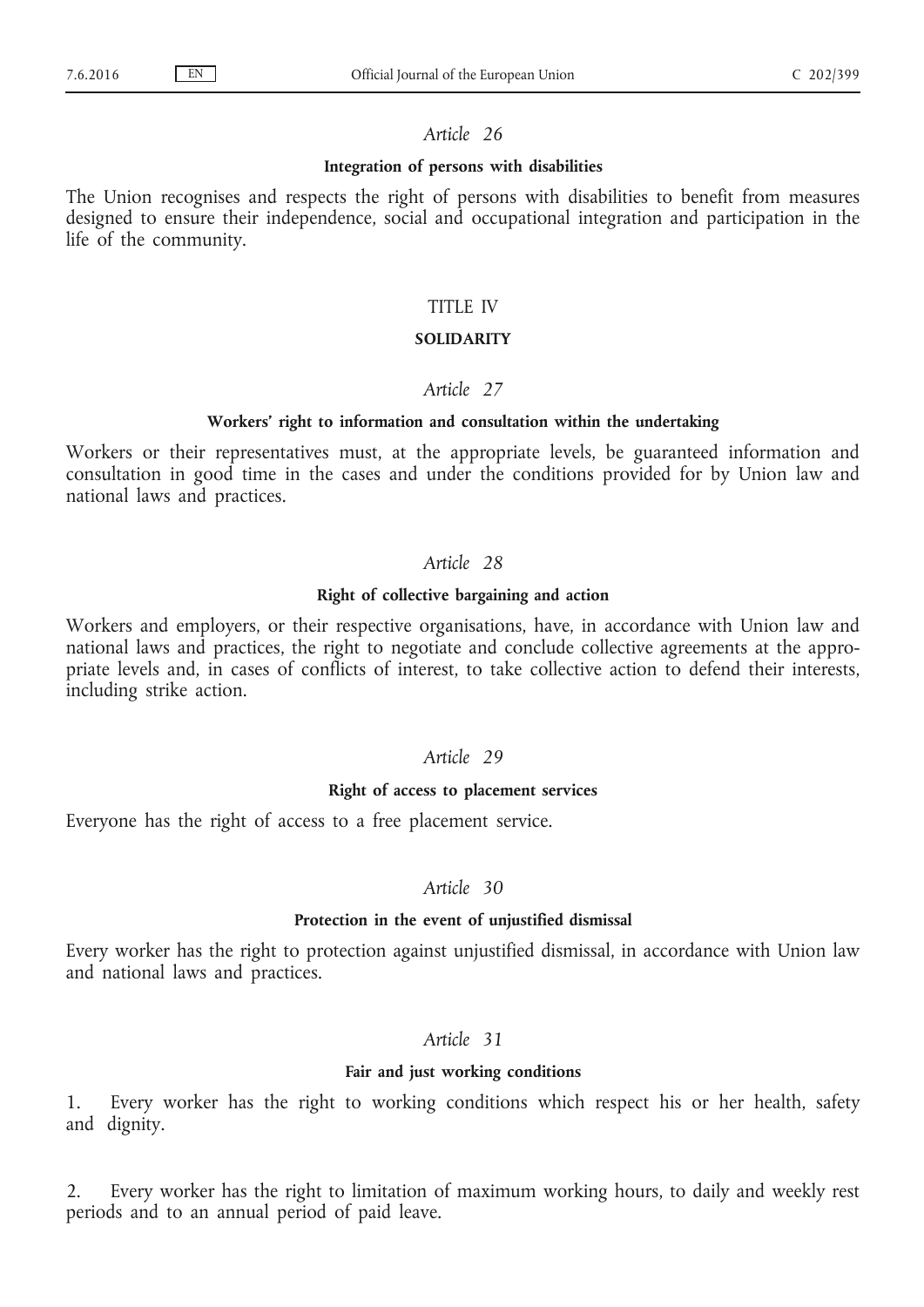*Article 26*

**Integration of persons with disabilities**

The Union recognises and respects the right of persons with disabilities to benefit from measures designed to ensure their independence, social and occupational integration and participation in the life of the community.

## TITLE IV

## SOLIDARITY

*Article 27*

**Workers' right to information and consultation within the undertaking**

Workers or their representatives must, at the appropriate levels, be guaranteed information and consultation in good time in the cases and under the conditions provided for by Union law and national laws and practices.

*Article 28*

**Right of collective bargaining and action**

Workers and employers, or their respective organisations, have, in accordance with Union law and national laws and practices, the right to negotiate and conclude collective agreements at the appropriate levels and, in cases of conflicts of interest, to take collective action to defend their interests, including strike action.

*Article 29*

**Right of access to placement services**

Everyone has the right of access to a free placement service.

*Article 30*

**Protection in the event of unjustified dismissal**

Every worker has the right to protection against unjustified dismissal, in accordance with Union law and national laws and practices.

*Article 31*

**Fair and just working conditions**

1. Every worker has the right to working conditions which respect his or her health, safety and dignity.

2. Every worker has the right to limitation of maximum working hours, to daily and weekly rest periods and to an annual period of paid leave.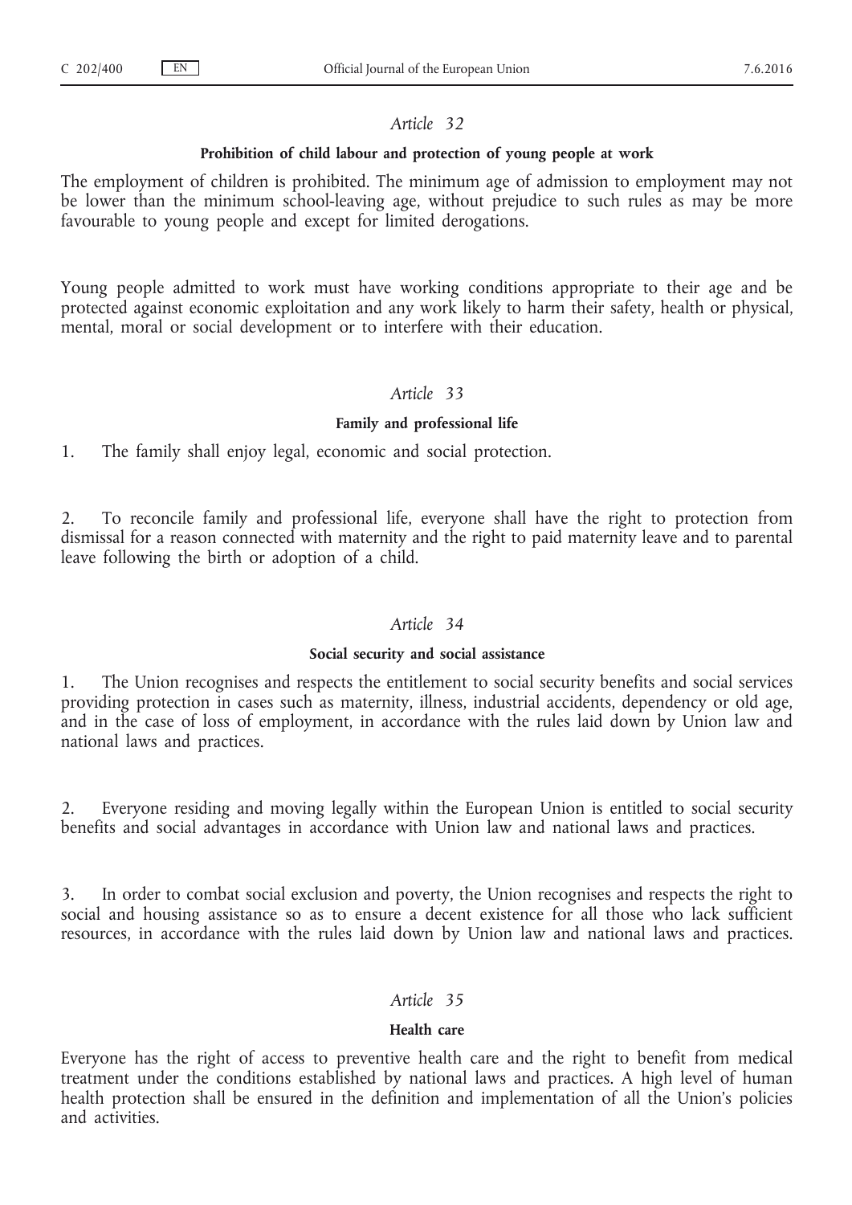*Article 32*

**Prohibition of child labour and protection of young people at work**

The employment of children is prohibited. The minimum age of admission to employment may not be lower than the minimum school-leaving age, without prejudice to such rules as may be more favourable to young people and except for limited derogations.

Young people admitted to work must have working conditions appropriate to their age and be protected against economic exploitation and any work likely to harm their safety, health or physical, mental, moral or social development or to interfere with their education.

*Article 33*

**Family and professional life**

1. The family shall enjoy legal, economic and social protection.

2. To reconcile family and professional life, everyone shall have the right to protection from dismissal for a reason connected with maternity and the right to paid maternity leave and to parental leave following the birth or adoption of a child.

*Article 34*

**Social security and social assistance**

1. The Union recognises and respects the entitlement to social security benefits and social services providing protection in cases such as maternity, illness, industrial accidents, dependency or old age, and in the case of loss of employment, in accordance with the rules laid down by Union law and national laws and practices.

2. Everyone residing and moving legally within the European Union is entitled to social security benefits and social advantages in accordance with Union law and national laws and practices.

3. In order to combat social exclusion and poverty, the Union recognises and respects the right to social and housing assistance so as to ensure a decent existence for all those who lack sufficient resources, in accordance with the rules laid down by Union law and national laws and practices.

*Article 35*

**Health care**

Everyone has the right of access to preventive health care and the right to benefit from medical treatment under the conditions established by national laws and practices. A high level of human health protection shall be ensured in the definition and implementation of all the Union's policies and activities.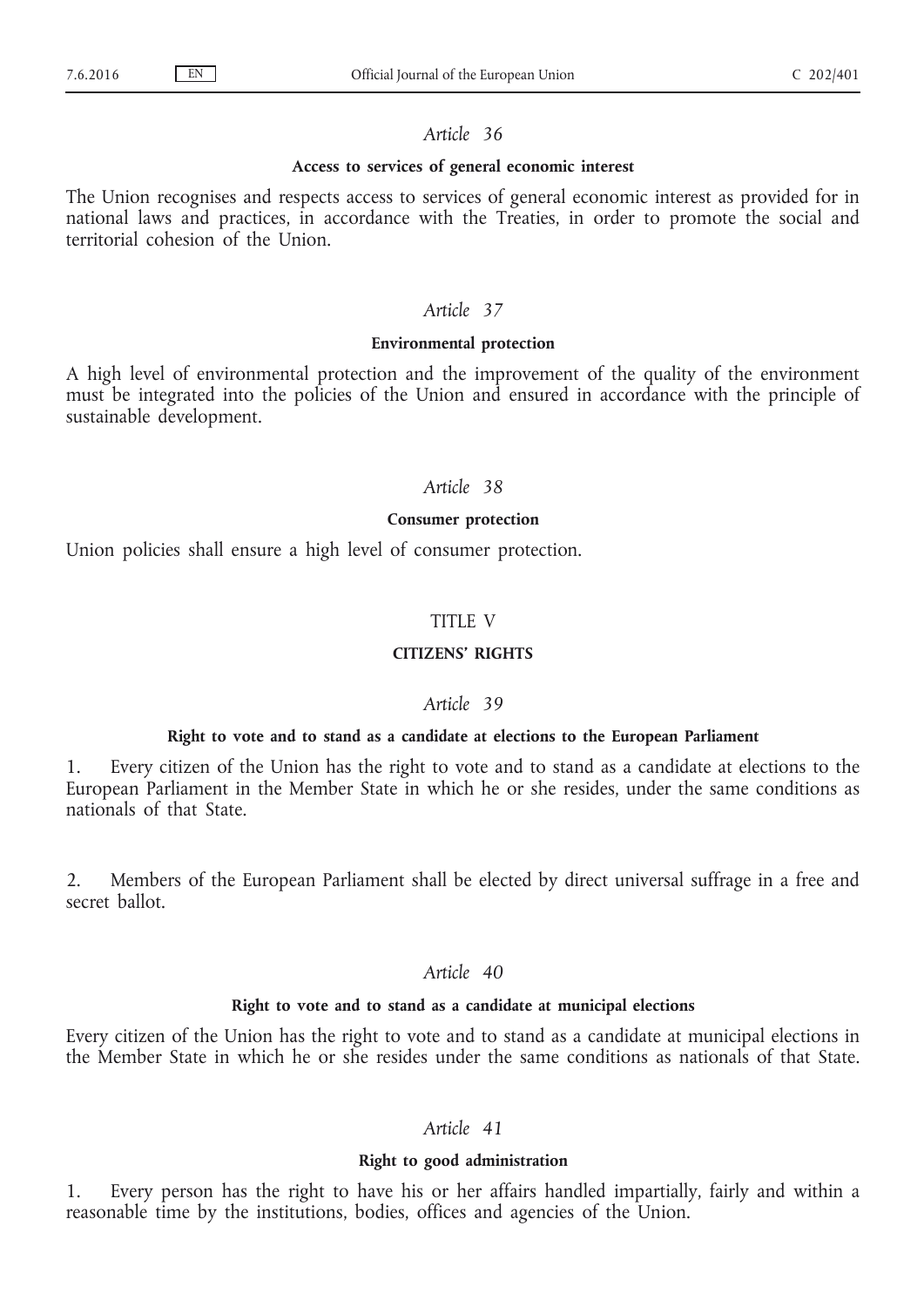*Article 36*

**Access to services of general economic interest**

The Union recognises and respects access to services of general economic interest as provided for in national laws and practices, in accordance with the Treaties, in order to promote the social and territorial cohesion of the Union.

*Article 37*

**Environmental protection**

A high level of environmental protection and the improvement of the quality of the environment must be integrated into the policies of the Union and ensured in accordance with the principle of sustainable development.

*Article 38*

**Consumer protection**

Union policies shall ensure a high level of consumer protection.

## TITLE V

## CITIZENS' RIGHTS

*Article 39*

**Right to vote and to stand as a candidate at elections to the European Parliament**

1. Every citizen of the Union has the right to vote and to stand as a candidate at elections to the European Parliament in the Member State in which he or she resides, under the same conditions as nationals of that State.

2. Members of the European Parliament shall be elected by direct universal suffrage in a free and secret ballot.

*Article 40*

**Right to vote and to stand as a candidate at municipal elections**

Every citizen of the Union has the right to vote and to stand as a candidate at municipal elections in the Member State in which he or she resides under the same conditions as nationals of that State.

*Article 41*

**Right to good administration**

1. Every person has the right to have his or her affairs handled impartially, fairly and within a reasonable time by the institutions, bodies, offices and agencies of the Union.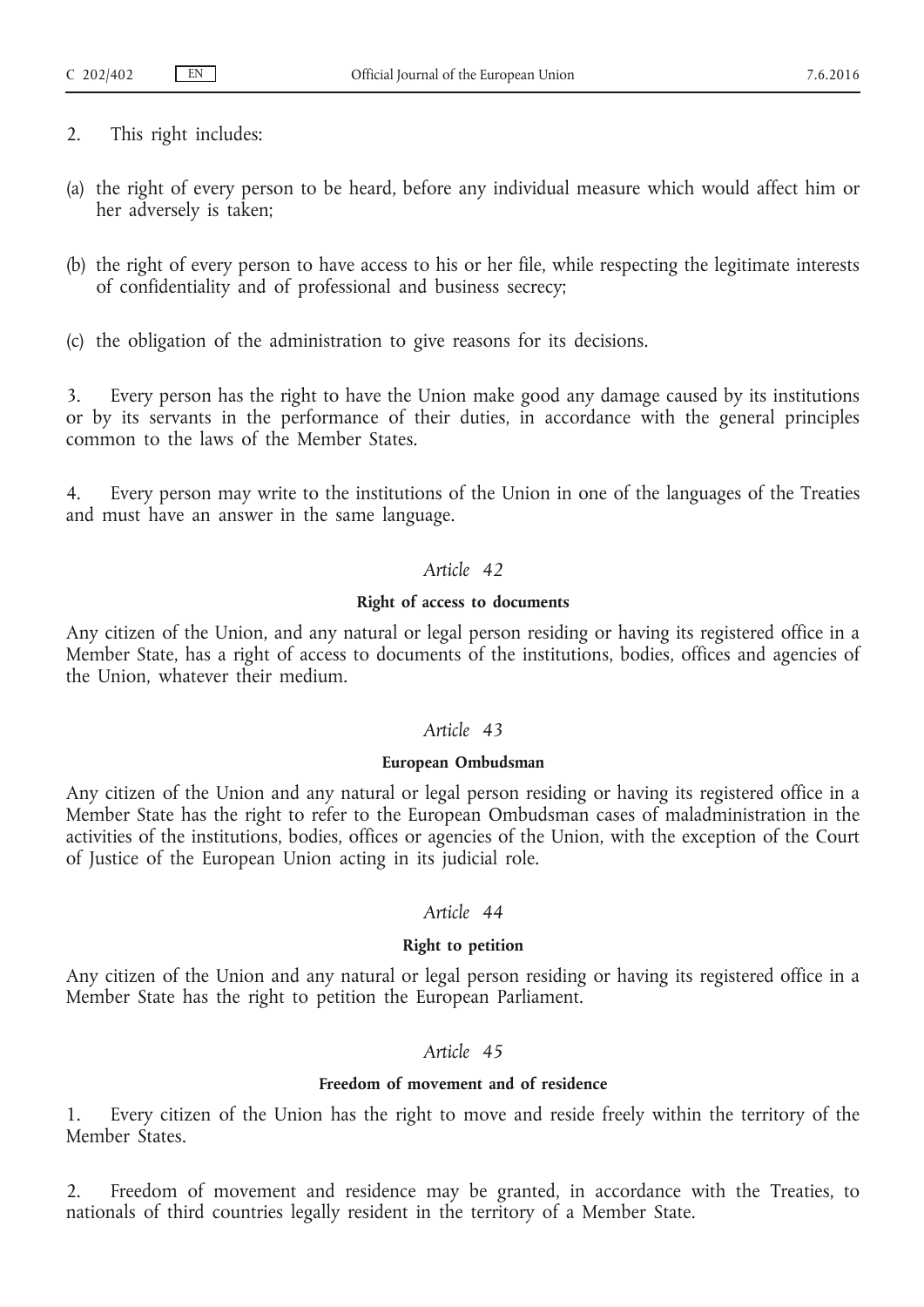2. This right includes:

(a) the right of every person to be heard, before any individual measure which would affect him or her adversely is taken;

(b) the right of every person to have access to his or her file, while respecting the legitimate interests of confidentiality and of professional and business secrecy;

(c) the obligation of the administration to give reasons for its decisions.

3. Every person has the right to have the Union make good any damage caused by its institutions or by its servants in the performance of their duties, in accordance with the general principles common to the laws of the Member States.

4. Every person may write to the institutions of the Union in one of the languages of the Treaties and must have an answer in the same language.

*Article 42*

**Right of access to documents**

Any citizen of the Union, and any natural or legal person residing or having its registered office in a Member State, has a right of access to documents of the institutions, bodies, offices and agencies of the Union, whatever their medium.

*Article 43*

**European Ombudsman**

Any citizen of the Union and any natural or legal person residing or having its registered office in a Member State has the right to refer to the European Ombudsman cases of maladministration in the activities of the institutions, bodies, offices or agencies of the Union, with the exception of the Court of Justice of the European Union acting in its judicial role.

*Article 44*

**Right to petition**

Any citizen of the Union and any natural or legal person residing or having its registered office in a Member State has the right to petition the European Parliament.

*Article 45*

**Freedom of movement and of residence**

1. Every citizen of the Union has the right to move and reside freely within the territory of the Member States.

2. Freedom of movement and residence may be granted, in accordance with the Treaties, to nationals of third countries legally resident in the territory of a Member State.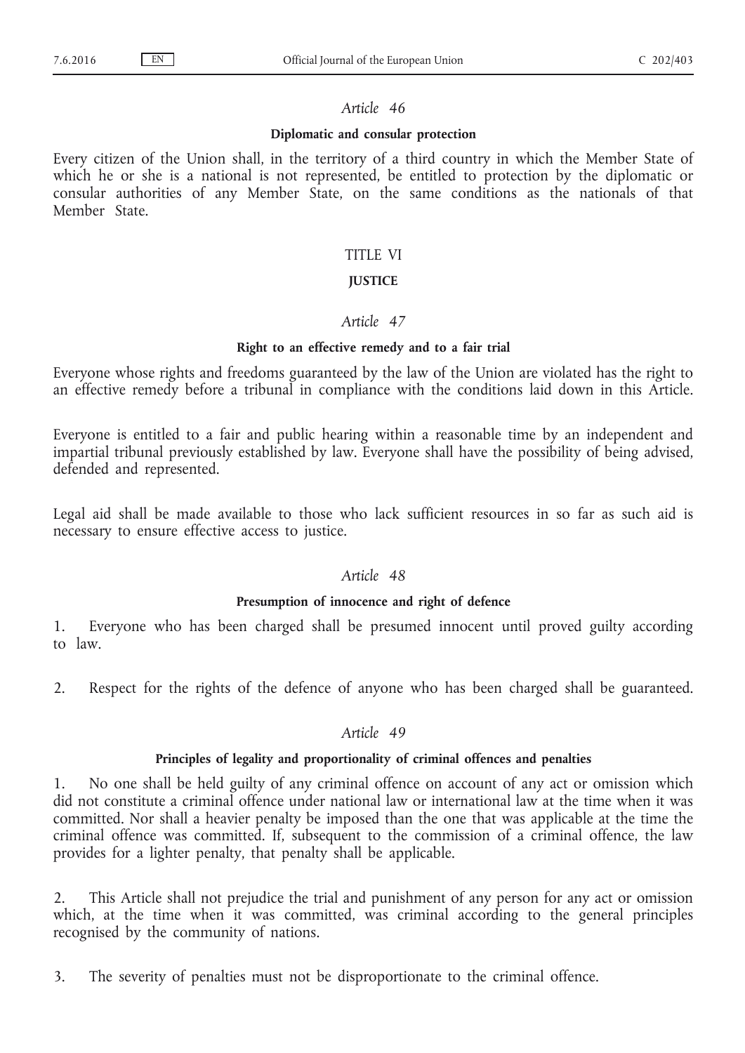### *Article 46*

#### **Diplomatic and consular protection**

Every citizen of the Union shall, in the territory of a third country in which the Member State of which he or she is a national is not represented, be entitled to protection by the diplomatic or consular authorities of any Member State, on the same conditions as the nationals of that Member State.

## TITLE VI

## **JUSTICE**

### *Article 47*

#### **Right to an effective remedy and to a fair trial**

Everyone whose rights and freedoms guaranteed by the law of the Union are violated has the right to an effective remedy before a tribunal in compliance with the conditions laid down in this Article.

Everyone is entitled to a fair and public hearing within a reasonable time by an independent and impartial tribunal previously established by law. Everyone shall have the possibility of being advised, defended and represented.

Legal aid shall be made available to those who lack sufficient resources in so far as such aid is necessary to ensure effective access to justice.

### *Article 48*

#### **Presumption of innocence and right of defence**

1. Everyone who has been charged shall be presumed innocent until proved guilty according to law.

2. Respect for the rights of the defence of anyone who has been charged shall be guaranteed.

### *Article 49*

#### **Principles of legality and proportionality of criminal offences and penalties**

1. No one shall be held guilty of any criminal offence on account of any act or omission which did not constitute a criminal offence under national law or international law at the time when it was committed. Nor shall a heavier penalty be imposed than the one that was applicable at the time the criminal offence was committed. If, subsequent to the commission of a criminal offence, the law provides for a lighter penalty, that penalty shall be applicable.

2. This Article shall not prejudice the trial and punishment of any person for any act or omission which, at the time when it was committed, was criminal according to the general principles recognised by the community of nations.

3. The severity of penalties must not be disproportionate to the criminal offence.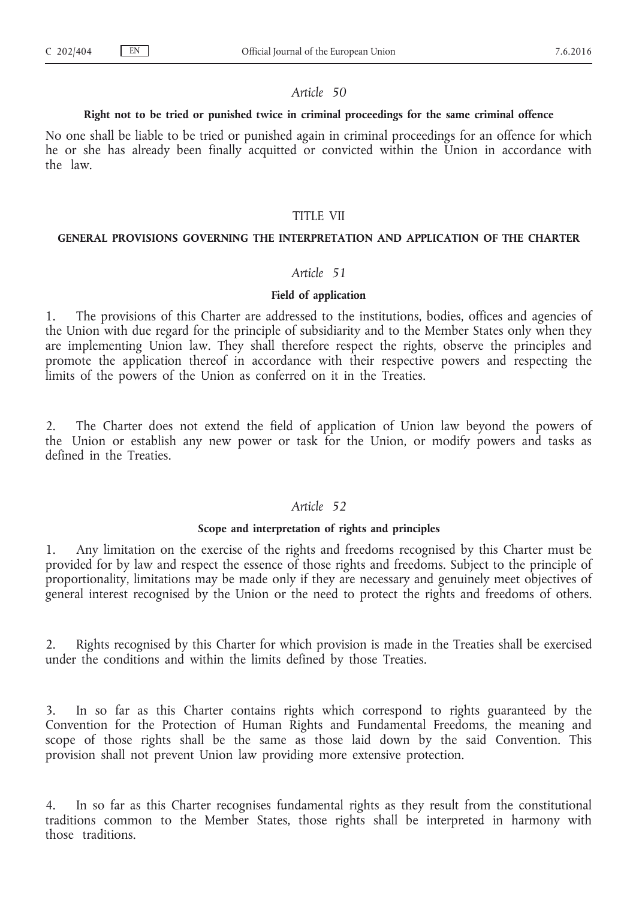*Article 50*

**Right not to be tried or punished twice in criminal proceedings for the same criminal offence**

No one shall be liable to be tried or punished again in criminal proceedings for an offence for which he or she has already been finally acquitted or convicted within the Union in accordance with the law.

## TITLE VII

## GENERAL PROVISIONS GOVERNING THE INTERPRETATION AND APPLICATION OF THE CHARTER

*Article 51*

**Field of application**

1. The provisions of this Charter are addressed to the institutions, bodies, offices and agencies of the Union with due regard for the principle of subsidiarity and to the Member States only when they are implementing Union law. They shall therefore respect the rights, observe the principles and promote the application thereof in accordance with their respective powers and respecting the limits of the powers of the Union as conferred on it in the Treaties.

2. The Charter does not extend the field of application of Union law beyond the powers of the Union or establish any new power or task for the Union, or modify powers and tasks as defined in the Treaties.

*Article 52*

**Scope and interpretation of rights and principles**

1. Any limitation on the exercise of the rights and freedoms recognised by this Charter must be provided for by law and respect the essence of those rights and freedoms. Subject to the principle of proportionality, limitations may be made only if they are necessary and genuinely meet objectives of general interest recognised by the Union or the need to protect the rights and freedoms of others.

2. Rights recognised by this Charter for which provision is made in the Treaties shall be exercised under the conditions and within the limits defined by those Treaties.

3. In so far as this Charter contains rights which correspond to rights guaranteed by the Convention for the Protection of Human Rights and Fundamental Freedoms, the meaning and scope of those rights shall be the same as those laid down by the said Convention. This provision shall not prevent Union law providing more extensive protection.

4. In so far as this Charter recognises fundamental rights as they result from the constitutional traditions common to the Member States, those rights shall be interpreted in harmony with those traditions.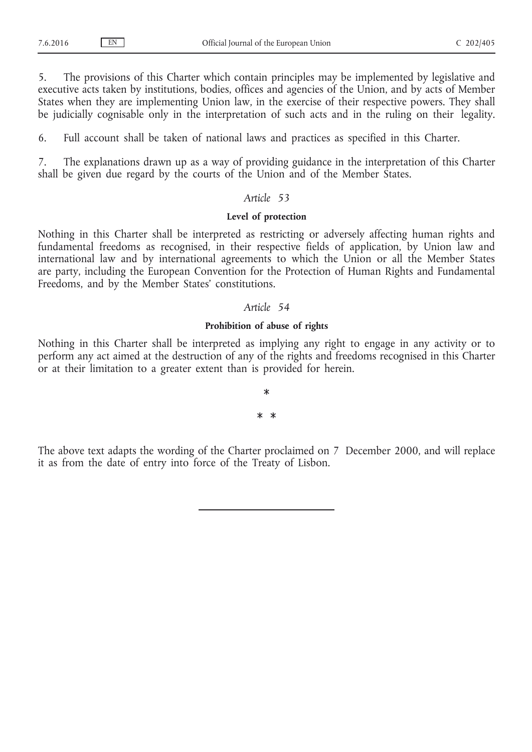5. The provisions of this Charter which contain principles may be implemented by legislative and executive acts taken by institutions, bodies, offices and agencies of the Union, and by acts of Member States when they are implementing Union law, in the exercise of their respective powers. They shall be judicially cognisable only in the interpretation of such acts and in the ruling on their legality.

6. Full account shall be taken of national laws and practices as specified in this Charter.

7. The explanations drawn up as a way of providing guidance in the interpretation of this Charter shall be given due regard by the courts of the Union and of the Member States.

*Article 53*

**Level of protection**

Nothing in this Charter shall be interpreted as restricting or adversely affecting human rights and fundamental freedoms as recognised, in their respective fields of application, by Union law and international law and by international agreements to which the Union or all the Member States are party, including the European Convention for the Protection of Human Rights and Fundamental Freedoms, and by the Member States' constitutions.

*Article 54*

**Prohibition of abuse of rights**

Nothing in this Charter shall be interpreted as implying any right to engage in any activity or to perform any act aimed at the destruction of any of the rights and freedoms recognised in this Charter or at their limitation to a greater extent than is provided for herein.

*

* *

The above text adapts the wording of the Charter proclaimed on 7 December 2000, and will replace it as from the date of entry into force of the Treaty of Lisbon.